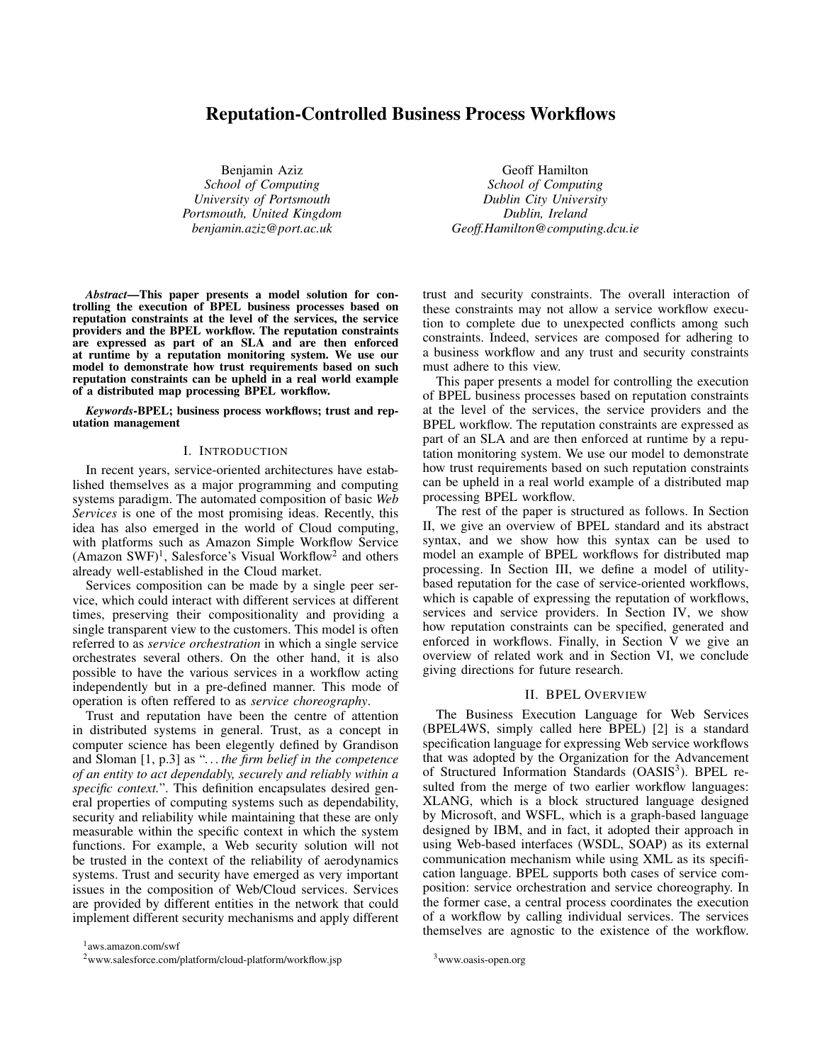# Reputation-Controlled Business Process Workflows

Benjamin Aziz
*School of Computing*
*University of Portsmouth*
*Portsmouth, United Kingdom*
*benjamin.aziz@port.ac.uk*

Geoff Hamilton
*School of Computing*
*Dublin City University*
*Dublin, Ireland*
*Geoff.Hamilton@computing.dcu.ie*

***Abstract*—This paper presents a model solution for controlling the execution of BPEL business processes based on reputation constraints at the level of the services, the service providers and the BPEL workflow. The reputation constraints are expressed as part of an SLA and are then enforced at runtime by a reputation monitoring system. We use our model to demonstrate how trust requirements based on such reputation constraints can be upheld in a real world example of a distributed map processing BPEL workflow.**

***Keywords*-BPEL; business process workflows; trust and reputation management**

## I. Introduction

In recent years, service-oriented architectures have established themselves as a major programming and computing systems paradigm. The automated composition of basic *Web Services* is one of the most promising ideas. Recently, this idea has also emerged in the world of Cloud computing, with platforms such as Amazon Simple Workflow Service (Amazon SWF)[1], Salesforce's Visual Workflow[2] and others already well-established in the Cloud market.

Services composition can be made by a single peer service, which could interact with different services at different times, preserving their compositionality and providing a single transparent view to the customers. This model is often referred to as *service orchestration* in which a single service orchestrates several others. On the other hand, it is also possible to have the various services in a workflow acting independently but in a pre-defined manner. This mode of operation is often reffered to as *service choreography*.

Trust and reputation have been the centre of attention in distributed systems in general. Trust, as a concept in computer science has been elegently defined by Grandison and Sloman [1, p.3] as "*. . . the firm belief in the competence of an entity to act dependably, securely and reliably within a specific context.*". This definition encapsulates desired general properties of computing systems such as dependability, security and reliability while maintaining that these are only measurable within the specific context in which the system functions. For example, a Web security solution will not be trusted in the context of the reliability of aerodynamics systems. Trust and security have emerged as very important issues in the composition of Web/Cloud services. Services are provided by different entities in the network that could implement different security mechanisms and apply different trust and security constraints. The overall interaction of these constraints may not allow a service workflow execution to complete due to unexpected conflicts among such constraints. Indeed, services are composed for adhering to a business workflow and any trust and security constraints must adhere to this view.

This paper presents a model for controlling the execution of BPEL business processes based on reputation constraints at the level of the services, the service providers and the BPEL workflow. The reputation constraints are expressed as part of an SLA and are then enforced at runtime by a reputation monitoring system. We use our model to demonstrate how trust requirements based on such reputation constraints can be upheld in a real world example of a distributed map processing BPEL workflow.

The rest of the paper is structured as follows. In Section II, we give an overview of BPEL standard and its abstract syntax, and we show how this syntax can be used to model an example of BPEL workflows for distributed map processing. In Section III, we define a model of utility-based reputation for the case of service-oriented workflows, which is capable of expressing the reputation of workflows, services and service providers. In Section IV, we show how reputation constraints can be specified, generated and enforced in workflows. Finally, in Section V we give an overview of related work and in Section VI, we conclude giving directions for future research.

## II. BPEL Overview

The Business Execution Language for Web Services (BPEL4WS, simply called here BPEL) [2] is a standard specification language for expressing Web service workflows that was adopted by the Organization for the Advancement of Structured Information Standards (OASIS[3]). BPEL resulted from the merge of two earlier workflow languages: XLANG, which is a block structured language designed by Microsoft, and WSFL, which is a graph-based language designed by IBM, and in fact, it adopted their approach in using Web-based interfaces (WSDL, SOAP) as its external communication mechanism while using XML as its specification language. BPEL supports both cases of service composition: service orchestration and service choreography. In the former case, a central process coordinates the execution of a workflow by calling individual services. The services themselves are agnostic to the existence of the workflow.

[1] aws.amazon.com/swf

[2] www.salesforce.com/platform/cloud-platform/workflow.jsp

[3] www.oasis-open.org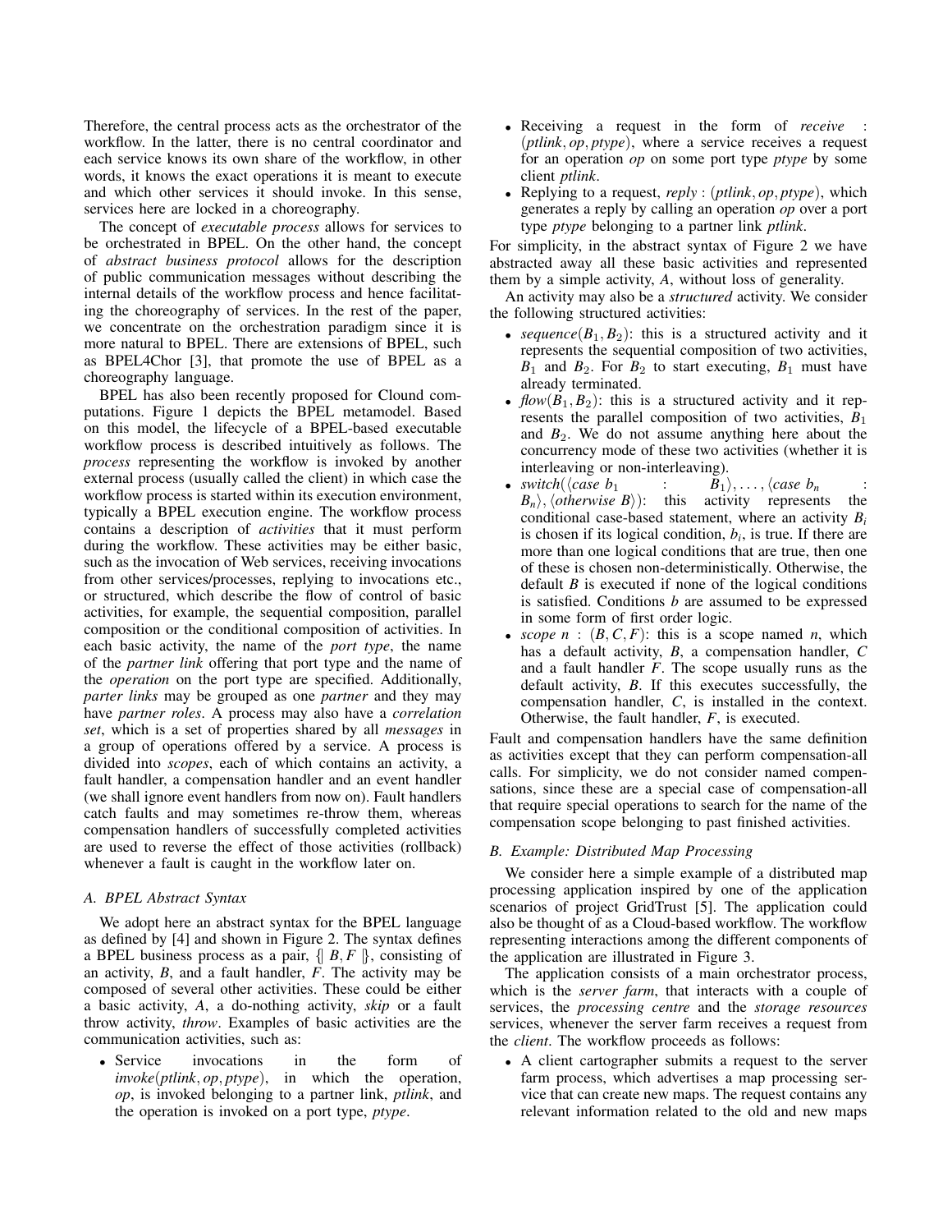Therefore, the central process acts as the orchestrator of the workflow. In the latter, there is no central coordinator and each service knows its own share of the workflow, in other words, it knows the exact operations it is meant to execute and which other services it should invoke. In this sense, services here are locked in a choreography.

The concept of *executable process* allows for services to be orchestrated in BPEL. On the other hand, the concept of *abstract business protocol* allows for the description of public communication messages without describing the internal details of the workflow process and hence facilitating the choreography of services. In the rest of the paper, we concentrate on the orchestration paradigm since it is more natural to BPEL. There are extensions of BPEL, such as BPEL4Chor [3], that promote the use of BPEL as a choreography language.

BPEL has also been recently proposed for Clound computations. Figure 1 depicts the BPEL metamodel. Based on this model, the lifecycle of a BPEL-based executable workflow process is described intuitively as follows. The *process* representing the workflow is invoked by another external process (usually called the client) in which case the workflow process is started within its execution environment, typically a BPEL execution engine. The workflow process contains a description of *activities* that it must perform during the workflow. These activities may be either basic, such as the invocation of Web services, receiving invocations from other services/processes, replying to invocations etc., or structured, which describe the flow of control of basic activities, for example, the sequential composition, parallel composition or the conditional composition of activities. In each basic activity, the name of the *port type*, the name of the *partner link* offering that port type and the name of the *operation* on the port type are specified. Additionally, *parter links* may be grouped as one *partner* and they may have *partner roles*. A process may also have a *correlation set*, which is a set of properties shared by all *messages* in a group of operations offered by a service. A process is divided into *scopes*, each of which contains an activity, a fault handler, a compensation handler and an event handler (we shall ignore event handlers from now on). Fault handlers catch faults and may sometimes re-throw them, whereas compensation handlers of successfully completed activities are used to reverse the effect of those activities (rollback) whenever a fault is caught in the workflow later on.

### A. BPEL Abstract Syntax

We adopt here an abstract syntax for the BPEL language as defined by [4] and shown in Figure 2. The syntax defines a BPEL business process as a pair, $\{\!| B, F |\!\}$, consisting of an activity, $B$, and a fault handler, $F$. The activity may be composed of several other activities. These could be either a basic activity, $A$, a do-nothing activity, *skip* or a fault throw activity, *throw*. Examples of basic activities are the communication activities, such as:

- Service invocations in the form of $invoke(ptlink, op, ptype)$, in which the operation, $op$, is invoked belonging to a partner link, $ptlink$, and the operation is invoked on a port type, $ptype$.
- Receiving a request in the form of $receive : (ptlink, op, ptype)$, where a service receives a request for an operation $op$ on some port type $ptype$ by some client $ptlink$.
- Replying to a request, $reply : (ptlink, op, ptype)$, which generates a reply by calling an operation $op$ over a port type $ptype$ belonging to a partner link $ptlink$.

For simplicity, in the abstract syntax of Figure 2 we have abstracted away all these basic activities and represented them by a simple activity, $A$, without loss of generality.

An activity may also be a *structured* activity. We consider the following structured activities:

- $sequence(B_1, B_2)$: this is a structured activity and it represents the sequential composition of two activities, $B_1$ and $B_2$. For $B_2$ to start executing, $B_1$ must have already terminated.
- $flow(B_1, B_2)$: this is a structured activity and it represents the parallel composition of two activities, $B_1$ and $B_2$. We do not assume anything here about the concurrency mode of these two activities (whether it is interleaving or non-interleaving).
- $switch(\langle case\ b_1 : B_1\rangle, \ldots, \langle case\ b_n : B_n\rangle, \langle otherwise\ B\rangle)$: this activity represents the conditional case-based statement, where an activity $B_i$ is chosen if its logical condition, $b_i$, is true. If there are more than one logical conditions that are true, then one of these is chosen non-deterministically. Otherwise, the default $B$ is executed if none of the logical conditions is satisfied. Conditions $b$ are assumed to be expressed in some form of first order logic.
- $scope\ n : (B, C, F)$: this is a scope named $n$, which has a default activity, $B$, a compensation handler, $C$ and a fault handler $F$. The scope usually runs as the default activity, $B$. If this executes successfully, the compensation handler, $C$, is installed in the context. Otherwise, the fault handler, $F$, is executed.

Fault and compensation handlers have the same definition as activities except that they can perform compensation-all calls. For simplicity, we do not consider named compensations, since these are a special case of compensation-all that require special operations to search for the name of the compensation scope belonging to past finished activities.

### B. Example: Distributed Map Processing

We consider here a simple example of a distributed map processing application inspired by one of the application scenarios of project GridTrust [5]. The application could also be thought of as a Cloud-based workflow. The workflow representing interactions among the different components of the application are illustrated in Figure 3.

The application consists of a main orchestrator process, which is the *server farm*, that interacts with a couple of services, the *processing centre* and the *storage resources* services, whenever the server farm receives a request from the *client*. The workflow proceeds as follows:

- A client cartographer submits a request to the server farm process, which advertises a map processing service that can create new maps. The request contains any relevant information related to the old and new maps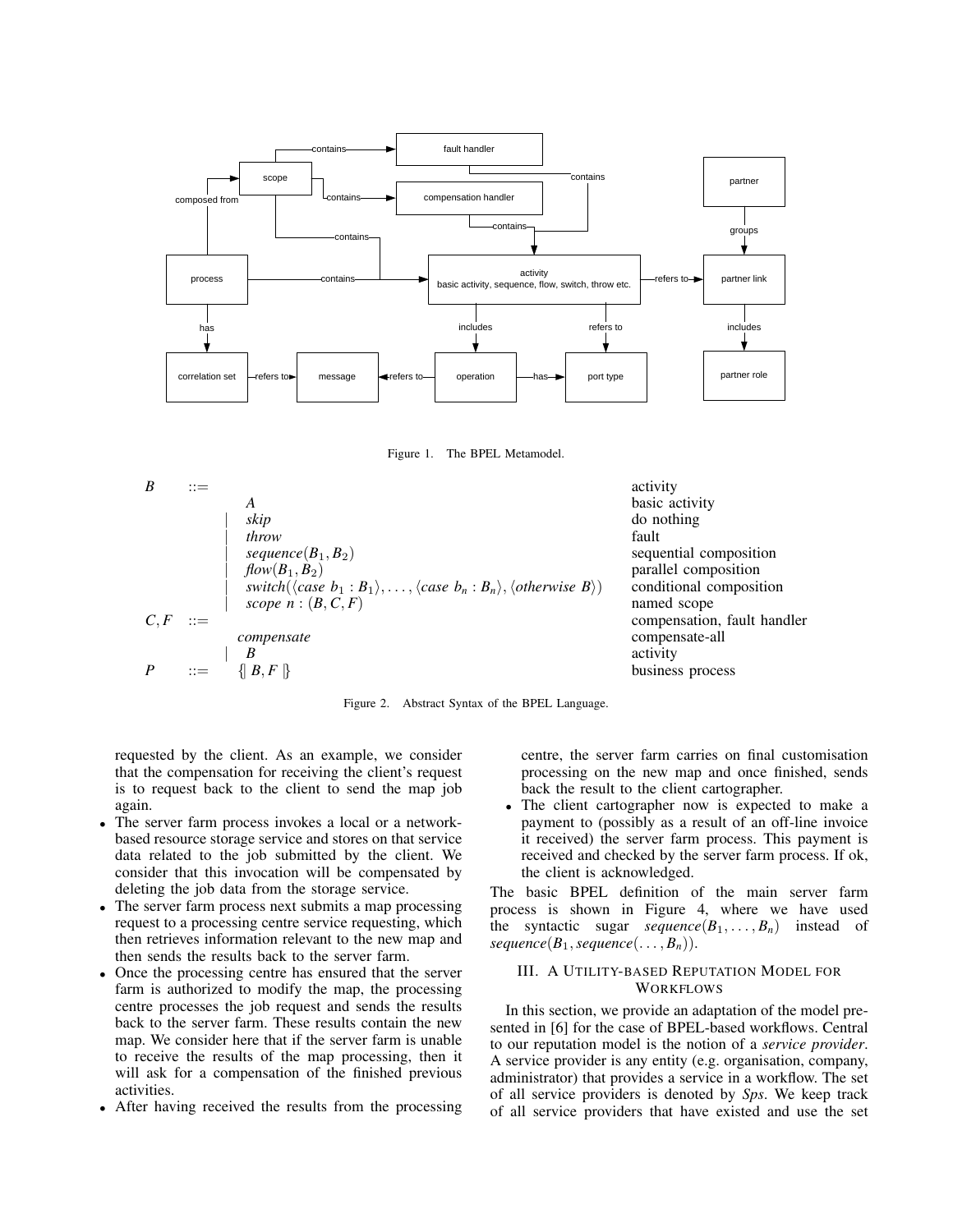fault handler

scope

contains

contains

compensation handler

contains

contains

partner

composed from

contains

groups

process

contains

activity
basic activity, sequence, flow, switch, throw etc.

refers to

partner link

has

includes

refers to

includes

correlation set

refers to

message

refers to

operation

has

port type

partner role

Figure 1. The BPEL Metamodel.

| | | | |
|---|---|---|---|
| $B$ | $::=$ | | activity |
| | | $A$ | basic activity |
| | $\mid$ | $skip$ | do nothing |
| | $\mid$ | $throw$ | fault |
| | $\mid$ | $sequence(B_1, B_2)$ | sequential composition |
| | $\mid$ | $flow(B_1, B_2)$ | parallel composition |
| | $\mid$ | $switch(\langle case\ b_1 : B_1 \rangle, \ldots, \langle case\ b_n : B_n \rangle, \langle otherwise\ B \rangle)$ | conditional composition |
| | $\mid$ | $scope\ n : (B, C, F)$ | named scope |
| $C, F$ | $::=$ | | compensation, fault handler |
| | | $compensate$ | compensate-all |
| | $\mid$ | $B$ | activity |
| $P$ | $::=$ | $\{\!\mid B, F \mid\!\}$ | business process |

Figure 2. Abstract Syntax of the BPEL Language.

requested by the client. As an example, we consider that the compensation for receiving the client's request is to request back to the client to send the map job again.

- The server farm process invokes a local or a network-based resource storage service and stores on that service data related to the job submitted by the client. We consider that this invocation will be compensated by deleting the job data from the storage service.
- The server farm process next submits a map processing request to a processing centre service requesting, which then retrieves information relevant to the new map and then sends the results back to the server farm.
- Once the processing centre has ensured that the server farm is authorized to modify the map, the processing centre processes the job request and sends the results back to the server farm. These results contain the new map. We consider here that if the server farm is unable to receive the results of the map processing, then it will ask for a compensation of the finished previous activities.
- After having received the results from the processing centre, the server farm carries on final customisation processing on the new map and once finished, sends back the result to the client cartographer.
- The client cartographer now is expected to make a payment to (possibly as a result of an off-line invoice it received) the server farm process. This payment is received and checked by the server farm process. If ok, the client is acknowledged.

The basic BPEL definition of the main server farm process is shown in Figure 4, where we have used the syntactic sugar $sequence(B_1, \ldots, B_n)$ instead of $sequence(B_1, sequence(\ldots, B_n))$.

## III. A Utility-based Reputation Model for Workflows

In this section, we provide an adaptation of the model presented in [6] for the case of BPEL-based workflows. Central to our reputation model is the notion of a *service provider*. A service provider is any entity (e.g. organisation, company, administrator) that provides a service in a workflow. The set of all service providers is denoted by *Sps*. We keep track of all service providers that have existed and use the set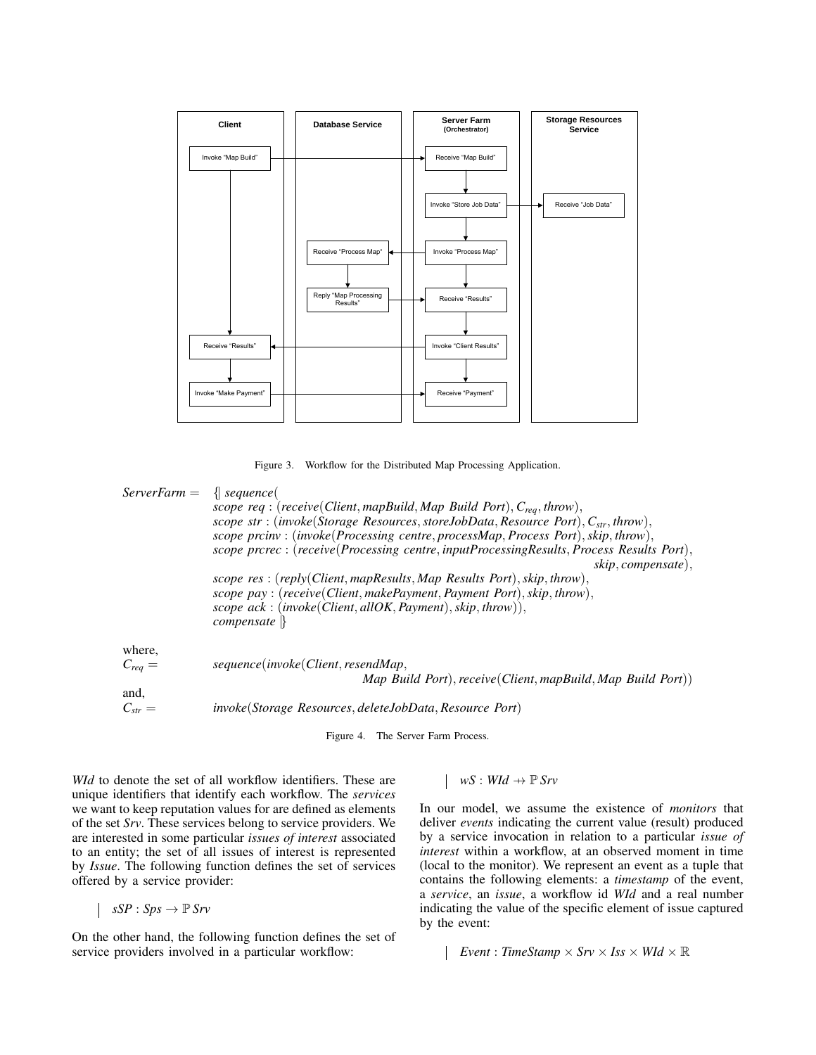Figure 3. Workflow for the Distributed Map Processing Application.

$$
\begin{aligned}
ServerFarm = \; & \{\!|\; sequence( \\
& scope\ req : (receive(Client, mapBuild, Map\ Build\ Port), C_{req}, throw), \\
& scope\ str : (invoke(Storage\ Resources, storeJobData, Resource\ Port), C_{str}, throw), \\
& scope\ prcinv : (invoke(Processing\ centre, processMap, Process\ Port), skip, throw), \\
& scope\ prcrec : (receive(Processing\ centre, inputProcessingResults, Process\ Results\ Port), \\
& \qquad\qquad\qquad skip, compensate), \\
& scope\ res : (reply(Client, mapResults, Map\ Results\ Port), skip, throw), \\
& scope\ pay : (receive(Client, makePayment, Payment\ Port), skip, throw), \\
& scope\ ack : (invoke(Client, allOK, Payment), skip, throw)), \\
& compensate \;|\!\}
\end{aligned}
$$

where,

$$
C_{req} = sequence(invoke(Client, resendMap, Map\ Build\ Port), receive(Client, mapBuild, Map\ Build\ Port))
$$

and,

$$
C_{str} = invoke(Storage\ Resources, deleteJobData, Resource\ Port)
$$

Figure 4. The Server Farm Process.

*WId* to denote the set of all workflow identifiers. These are unique identifiers that identify each workflow. The *services* we want to keep reputation values for are defined as elements of the set *Srv*. These services belong to service providers. We are interested in some particular *issues of interest* associated to an entity; the set of all issues of interest is represented by *Issue*. The following function defines the set of services offered by a service provider:

$$
sSP : Sps \rightarrow \mathbb{P}\, Srv
$$

On the other hand, the following function defines the set of service providers involved in a particular workflow:

$$
wS : WId \nrightarrow \mathbb{P}\, Srv
$$

In our model, we assume the existence of *monitors* that deliver *events* indicating the current value (result) produced by a service invocation in relation to a particular *issue of interest* within a workflow, at an observed moment in time (local to the monitor). We represent an event as a tuple that contains the following elements: a *timestamp* of the event, a *service*, an *issue*, a workflow id *WId* and a real number indicating the value of the specific element of issue captured by the event:

$$
Event : TimeStamp \times Srv \times Iss \times WId \times \mathbb{R}
$$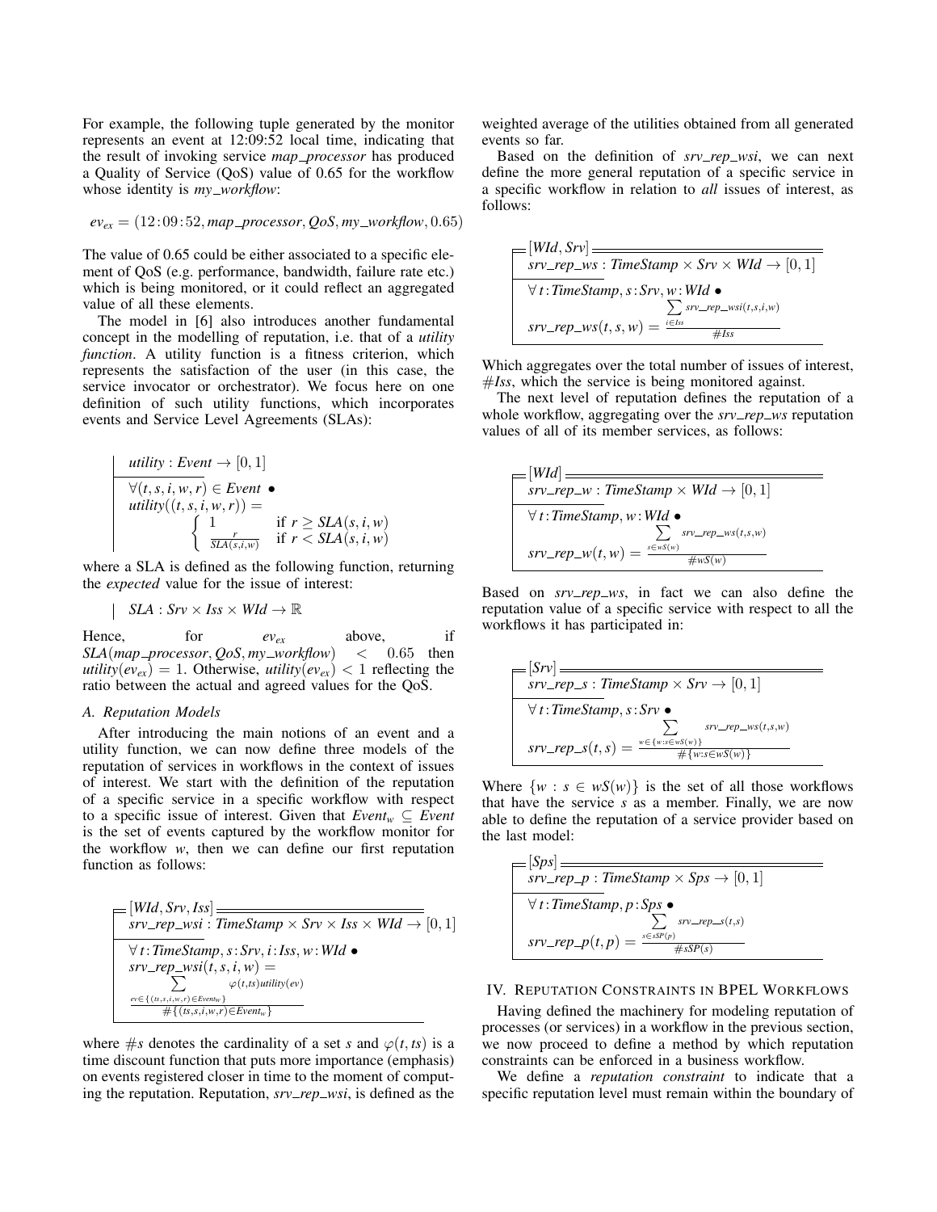For example, the following tuple generated by the monitor represents an event at 12:09:52 local time, indicating that the result of invoking service *map_processor* has produced a Quality of Service (QoS) value of 0.65 for the workflow whose identity is *my_workflow*:

$$ev_{ex} = (12{:}09{:}52, \mathit{map\_processor}, \mathit{QoS}, \mathit{my\_workflow}, 0.65)$$

The value of 0.65 could be either associated to a specific element of QoS (e.g. performance, bandwidth, failure rate etc.) which is being monitored, or it could reflect an aggregated value of all these elements.

The model in [6] also introduces another fundamental concept in the modelling of reputation, i.e. that of a *utility function*. A utility function is a fitness criterion, which represents the satisfaction of the user (in this case, the service invocator or orchestrator). We focus here on one definition of such utility functions, which incorporates events and Service Level Agreements (SLAs):

$$\begin{array}{l}
\mathit{utility} : \mathit{Event} \rightarrow [0,1] \\
\hline
\forall (t,s,i,w,r) \in \mathit{Event} \bullet \\
\mathit{utility}((t,s,i,w,r)) = \\
\quad \begin{cases} 1 & \text{if } r \geq \mathit{SLA}(s,i,w) \\ \frac{r}{\mathit{SLA}(s,i,w)} & \text{if } r < \mathit{SLA}(s,i,w) \end{cases}
\end{array}$$

where a SLA is defined as the following function, returning the *expected* value for the issue of interest:

$$\mathit{SLA} : \mathit{Srv} \times \mathit{Iss} \times \mathit{WId} \rightarrow \mathbb{R}$$

Hence, for $ev_{ex}$ above, if $\mathit{SLA}(\mathit{map\_processor}, \mathit{QoS}, \mathit{my\_workflow}) < 0.65$ then $\mathit{utility}(ev_{ex}) = 1$. Otherwise, $\mathit{utility}(ev_{ex}) < 1$ reflecting the ratio between the actual and agreed values for the QoS.

### A. Reputation Models

After introducing the main notions of an event and a utility function, we can now define three models of the reputation of services in workflows in the context of issues of interest. We start with the definition of the reputation of a specific service in a specific workflow with respect to a specific issue of interest. Given that $\mathit{Event}_w \subseteq \mathit{Event}$ is the set of events captured by the workflow monitor for the workflow *w*, then we can define our first reputation function as follows:

$$\begin{array}{l}
[\mathit{WId}, \mathit{Srv}, \mathit{Iss}] \\
\mathit{srv\_rep\_wsi} : \mathit{TimeStamp} \times \mathit{Srv} \times \mathit{Iss} \times \mathit{WId} \rightarrow [0,1] \\
\hline
\forall\, t{:}\mathit{TimeStamp}, s{:}\mathit{Srv}, i{:}\mathit{Iss}, w{:}\mathit{WId} \bullet \\
\mathit{srv\_rep\_wsi}(t,s,i,w) = \\
\frac{\sum_{ev \in \{(ts,s,i,w,r) \in \mathit{Event}_w\}} \varphi(t,ts)\mathit{utility}(ev)}{\#\{(ts,s,i,w,r) \in \mathit{Event}_w\}}
\end{array}$$

where $\#s$ denotes the cardinality of a set *s* and $\varphi(t, ts)$ is a time discount function that puts more importance (emphasis) on events registered closer in time to the moment of computing the reputation. Reputation, *srv_rep_wsi*, is defined as the weighted average of the utilities obtained from all generated events so far.

Based on the definition of *srv_rep_wsi*, we can next define the more general reputation of a specific service in a specific workflow in relation to *all* issues of interest, as follows:

$$\begin{array}{l}
[\mathit{WId}, \mathit{Srv}] \\
\mathit{srv\_rep\_ws} : \mathit{TimeStamp} \times \mathit{Srv} \times \mathit{WId} \rightarrow [0,1] \\
\hline
\forall\, t{:}\mathit{TimeStamp}, s{:}\mathit{Srv}, w{:}\mathit{WId} \bullet \\
\mathit{srv\_rep\_ws}(t,s,w) = \frac{\sum_{i \in \mathit{Iss}} \mathit{srv\_rep\_wsi}(t,s,i,w)}{\#\mathit{Iss}}
\end{array}$$

Which aggregates over the total number of issues of interest, $\#\mathit{Iss}$, which the service is being monitored against.

The next level of reputation defines the reputation of a whole workflow, aggregating over the *srv_rep_ws* reputation values of all of its member services, as follows:

$$\begin{array}{l}
[\mathit{WId}] \\
\mathit{srv\_rep\_w} : \mathit{TimeStamp} \times \mathit{WId} \rightarrow [0,1] \\
\hline
\forall\, t{:}\mathit{TimeStamp}, w{:}\mathit{WId} \bullet \\
\mathit{srv\_rep\_w}(t,w) = \frac{\sum_{s \in \mathit{wS}(w)} \mathit{srv\_rep\_ws}(t,s,w)}{\#\mathit{wS}(w)}
\end{array}$$

Based on *srv_rep_ws*, in fact we can also define the reputation value of a specific service with respect to all the workflows it has participated in:

$$\begin{array}{l}
[\mathit{Srv}] \\
\mathit{srv\_rep\_s} : \mathit{TimeStamp} \times \mathit{Srv} \rightarrow [0,1] \\
\hline
\forall\, t{:}\mathit{TimeStamp}, s{:}\mathit{Srv} \bullet \\
\mathit{srv\_rep\_s}(t,s) = \frac{\sum_{w \in \{w : s \in \mathit{wS}(w)\}} \mathit{srv\_rep\_ws}(t,s,w)}{\#\{w : s \in \mathit{wS}(w)\}}
\end{array}$$

Where $\{w : s \in \mathit{wS}(w)\}$ is the set of all those workflows that have the service *s* as a member. Finally, we are now able to define the reputation of a service provider based on the last model:

$$\begin{array}{l}
[\mathit{Sps}] \\
\mathit{srv\_rep\_p} : \mathit{TimeStamp} \times \mathit{Sps} \rightarrow [0,1] \\
\hline
\forall\, t{:}\mathit{TimeStamp}, p{:}\mathit{Sps} \bullet \\
\mathit{srv\_rep\_p}(t,p) = \frac{\sum_{s \in \mathit{sSP}(p)} \mathit{srv\_rep\_s}(t,s)}{\#\mathit{sSP}(s)}
\end{array}$$

## IV. Reputation Constraints in BPEL Workflows

Having defined the machinery for modeling reputation of processes (or services) in a workflow in the previous section, we now proceed to define a method by which reputation constraints can be enforced in a business workflow.

We define a *reputation constraint* to indicate that a specific reputation level must remain within the boundary of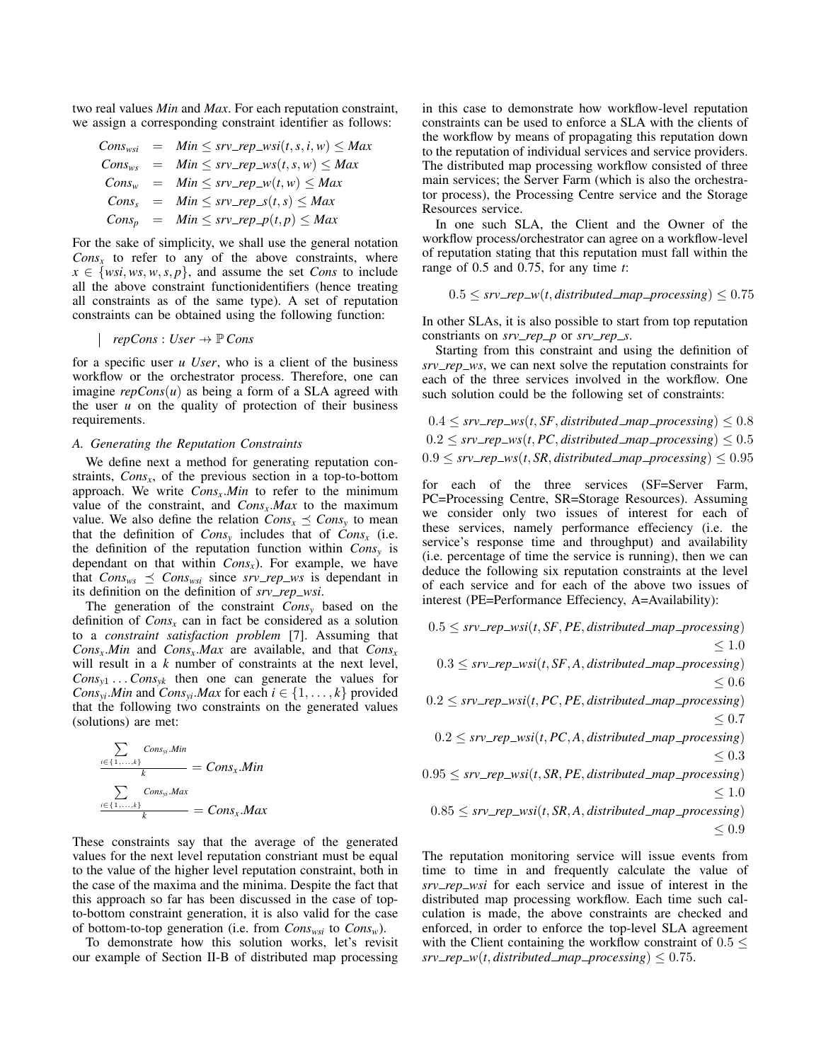two real values *Min* and *Max*. For each reputation constraint, we assign a corresponding constraint identifier as follows:

$$
\begin{aligned}
Cons_{wsi} &= Min \leq srv\_rep\_wsi(t,s,i,w) \leq Max \\
Cons_{ws} &= Min \leq srv\_rep\_ws(t,s,w) \leq Max \\
Cons_{w} &= Min \leq srv\_rep\_w(t,w) \leq Max \\
Cons_{s} &= Min \leq srv\_rep\_s(t,s) \leq Max \\
Cons_{p} &= Min \leq srv\_rep\_p(t,p) \leq Max
\end{aligned}
$$

For the sake of simplicity, we shall use the general notation $Cons_x$ to refer to any of the above constraints, where $x \in \{wsi, ws, w, s, p\}$, and assume the set *Cons* to include all the above constraint functionidentifiers (hence treating all constraints as of the same type). A set of reputation constraints can be obtained using the following function:

$$
\mid \ repCons : User \nrightarrow \mathbb{P}\, Cons
$$

for a specific user *u User*, who is a client of the business workflow or the orchestrator process. Therefore, one can imagine $repCons(u)$ as being a form of a SLA agreed with the user *u* on the quality of protection of their business requirements.

### A. Generating the Reputation Constraints

We define next a method for generating reputation constraints, $Cons_x$, of the previous section in a top-to-bottom approach. We write $Cons_x.Min$ to refer to the minimum value of the constraint, and $Cons_x.Max$ to the maximum value. We also define the relation $Cons_x \preceq Cons_y$ to mean that the definition of $Cons_y$ includes that of $Cons_x$ (i.e. the definition of the reputation function within $Cons_y$ is dependant on that within $Cons_x$). For example, we have that $Cons_{ws} \preceq Cons_{wsi}$ since *srv_rep_ws* is dependant in its definition on the definition of *srv_rep_wsi*.

The generation of the constraint $Cons_y$ based on the definition of $Cons_x$ can in fact be considered as a solution to a *constraint satisfaction problem* [7]. Assuming that $Cons_x.Min$ and $Cons_x.Max$ are available, and that $Cons_x$ will result in a $k$ number of constraints at the next level, $Cons_{y1} \ldots Cons_{yk}$ then one can generate the values for $Cons_{yi}.Min$ and $Cons_{yi}.Max$ for each $i \in \{1,\ldots,k\}$ provided that the following two constraints on the generated values (solutions) are met:

$$
\frac{\sum_{i\in\{1,\ldots,k\}} Cons_{yi}.Min}{k} = Cons_x.Min
$$

$$
\frac{\sum_{i\in\{1,\ldots,k\}} Cons_{yi}.Max}{k} = Cons_x.Max
$$

These constraints say that the average of the generated values for the next level reputation constriant must be equal to the value of the higher level reputation constraint, both in the case of the maxima and the minima. Despite the fact that this approach so far has been discussed in the case of top-to-bottom constraint generation, it is also valid for the case of bottom-to-top generation (i.e. from $Cons_{wsi}$ to $Cons_w$).

To demonstrate how this solution works, let's revisit our example of Section II-B of distributed map processing in this case to demonstrate how workflow-level reputation constraints can be used to enforce a SLA with the clients of the workflow by means of propagating this reputation down to the reputation of individual services and service providers. The distributed map processing workflow consisted of three main services; the Server Farm (which is also the orchestrator process), the Processing Centre service and the Storage Resources service.

In one such SLA, the Client and the Owner of the workflow process/orchestrator can agree on a workflow-level of reputation stating that this reputation must fall within the range of 0.5 and 0.75, for any time $t$:

$$
0.5 \leq srv\_rep\_w(t, distributed\_map\_processing) \leq 0.75
$$

In other SLAs, it is also possible to start from top reputation constriants on *srv_rep_p* or *srv_rep_s*.

Starting from this constraint and using the definition of *srv_rep_ws*, we can next solve the reputation constraints for each of the three services involved in the workflow. One such solution could be the following set of constraints:

$$
\begin{aligned}
0.4 \leq srv\_rep\_ws(t, SF, distributed\_map\_processing) \leq 0.8 \\
0.2 \leq srv\_rep\_ws(t, PC, distributed\_map\_processing) \leq 0.5 \\
0.9 \leq srv\_rep\_ws(t, SR, distributed\_map\_processing) \leq 0.95
\end{aligned}
$$

for each of the three services (SF=Server Farm, PC=Processing Centre, SR=Storage Resources). Assuming we consider only two issues of interest for each of these services, namely performance effeciency (i.e. the service's response time and throughput) and availability (i.e. percentage of time the service is running), then we can deduce the following six reputation constraints at the level of each service and for each of the above two issues of interest (PE=Performance Effeciency, A=Availability):

$$
\begin{aligned}
0.5 \leq srv\_rep\_wsi(t, SF, PE, distributed\_map\_processing) \\ \leq 1.0 \\
0.3 \leq srv\_rep\_wsi(t, SF, A, distributed\_map\_processing) \\ \leq 0.6 \\
0.2 \leq srv\_rep\_wsi(t, PC, PE, distributed\_map\_processing) \\ \leq 0.7 \\
0.2 \leq srv\_rep\_wsi(t, PC, A, distributed\_map\_processing) \\ \leq 0.3 \\
0.95 \leq srv\_rep\_wsi(t, SR, PE, distributed\_map\_processing) \\ \leq 1.0 \\
0.85 \leq srv\_rep\_wsi(t, SR, A, distributed\_map\_processing) \\ \leq 0.9
\end{aligned}
$$

The reputation monitoring service will issue events from time to time in and frequently calculate the value of *srv_rep_wsi* for each service and issue of interest in the distributed map processing workflow. Each time such calculation is made, the above constraints are checked and enforced, in order to enforce the top-level SLA agreement with the Client containing the workflow constraint of $0.5 \leq srv\_rep\_w(t, distributed\_map\_processing) \leq 0.75$.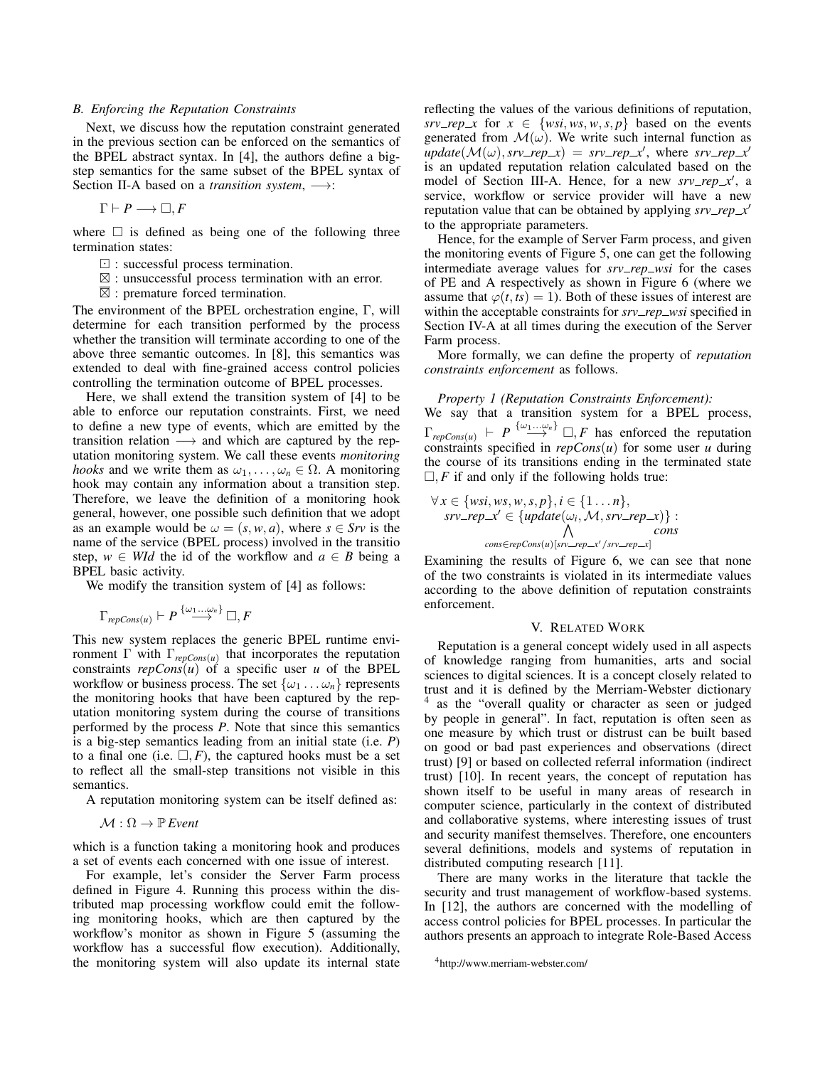### B. Enforcing the Reputation Constraints

Next, we discuss how the reputation constraint generated in the previous section can be enforced on the semantics of the BPEL abstract syntax. In [4], the authors define a big-step semantics for the same subset of the BPEL syntax of Section II-A based on a *transition system*, $\longrightarrow$:

$$\Gamma \vdash P \longrightarrow \Box, F$$

where $\Box$ is defined as being one of the following three termination states:

- $\boxdot$ : successful process termination.
- $\boxtimes$ : unsuccessful process termination with an error.
- $\overline{\boxtimes}$ : premature forced termination.

The environment of the BPEL orchestration engine, $\Gamma$, will determine for each transition performed by the process whether the transition will terminate according to one of the above three semantic outcomes. In [8], this semantics was extended to deal with fine-grained access control policies controlling the termination outcome of BPEL processes.

Here, we shall extend the transition system of [4] to be able to enforce our reputation constraints. First, we need to define a new type of events, which are emitted by the transition relation $\longrightarrow$ and which are captured by the reputation monitoring system. We call these events *monitoring hooks* and we write them as $\omega_1, \ldots, \omega_n \in \Omega$. A monitoring hook may contain any information about a transition step. Therefore, we leave the definition of a monitoring hook general, however, one possible such definition that we adopt as an example would be $\omega = (s, w, a)$, where $s \in Srv$ is the name of the service (BPEL process) involved in the transitio step, $w \in WId$ the id of the workflow and $a \in B$ being a BPEL basic activity.

We modify the transition system of [4] as follows:

$$\Gamma_{repCons(u)} \vdash P \overset{\{\omega_1 \ldots \omega_n\}}{\longrightarrow} \Box, F$$

This new system replaces the generic BPEL runtime environment $\Gamma$ with $\Gamma_{repCons(u)}$ that incorporates the reputation constraints $repCons(u)$ of a specific user $u$ of the BPEL workflow or business process. The set $\{\omega_1 \ldots \omega_n\}$ represents the monitoring hooks that have been captured by the reputation monitoring system during the course of transitions performed by the process $P$. Note that since this semantics is a big-step semantics leading from an initial state (i.e. $P$) to a final one (i.e. $\Box, F$), the captured hooks must be a set to reflect all the small-step transitions not visible in this semantics.

A reputation monitoring system can be itself defined as:

$$\mathcal{M} : \Omega \rightarrow \mathbb{P}\, Event$$

which is a function taking a monitoring hook and produces a set of events each concerned with one issue of interest.

For example, let's consider the Server Farm process defined in Figure 4. Running this process within the distributed map processing workflow could emit the following monitoring hooks, which are then captured by the workflow's monitor as shown in Figure 5 (assuming the workflow has a successful flow execution). Additionally, the monitoring system will also update its internal state reflecting the values of the various definitions of reputation, $srv\_rep\_x$ for $x \in \{wsi, ws, w, s, p\}$ based on the events generated from $\mathcal{M}(\omega)$. We write such internal function as $update(\mathcal{M}(\omega), srv\_rep\_x) = srv\_rep\_x'$, where $srv\_rep\_x'$ is an updated reputation relation calculated based on the model of Section III-A. Hence, for a new $srv\_rep\_x'$, a service, workflow or service provider will have a new reputation value that can be obtained by applying $srv\_rep\_x'$ to the appropriate parameters.

Hence, for the example of Server Farm process, and given the monitoring events of Figure 5, one can get the following intermediate average values for $srv\_rep\_wsi$ for the cases of PE and A respectively as shown in Figure 6 (where we assume that $\varphi(t, ts) = 1$). Both of these issues of interest are within the acceptable constraints for $srv\_rep\_wsi$ specified in Section IV-A at all times during the execution of the Server Farm process.

More formally, we can define the property of *reputation constraints enforcement* as follows.

*Property 1 (Reputation Constraints Enforcement):* We say that a transition system for a BPEL process, $\Gamma_{repCons(u)} \vdash P \overset{\{\omega_1 \ldots \omega_n\}}{\longrightarrow} \Box, F$ has enforced the reputation constraints specified in $repCons(u)$ for some user $u$ during the course of its transitions ending in the terminated state $\Box, F$ if and only if the following holds true:

$$\begin{array}{l} \forall\, x \in \{wsi, ws, w, s, p\}, i \in \{1 \ldots n\}, \\ \quad srv\_rep\_x' \in \{update(\omega_i, \mathcal{M}, srv\_rep\_x)\} : \\ \qquad \displaystyle\bigwedge_{cons \in repCons(u)[srv\_rep\_x'/srv\_rep\_x]} cons \end{array}$$

Examining the results of Figure 6, we can see that none of the two constraints is violated in its intermediate values according to the above definition of reputation constraints enforcement.

## V. Related Work

Reputation is a general concept widely used in all aspects of knowledge ranging from humanities, arts and social sciences to digital sciences. It is a concept closely related to trust and it is defined by the Merriam-Webster dictionary [4] as the "overall quality or character as seen or judged by people in general". In fact, reputation is often seen as one measure by which trust or distrust can be built based on good or bad past experiences and observations (direct trust) [9] or based on collected referral information (indirect trust) [10]. In recent years, the concept of reputation has shown itself to be useful in many areas of research in computer science, particularly in the context of distributed and collaborative systems, where interesting issues of trust and security manifest themselves. Therefore, one encounters several definitions, models and systems of reputation in distributed computing research [11].

There are many works in the literature that tackle the security and trust management of workflow-based systems. In [12], the authors are concerned with the modelling of access control policies for BPEL processes. In particular the authors presents an approach to integrate Role-Based Access

[4] http://www.merriam-webster.com/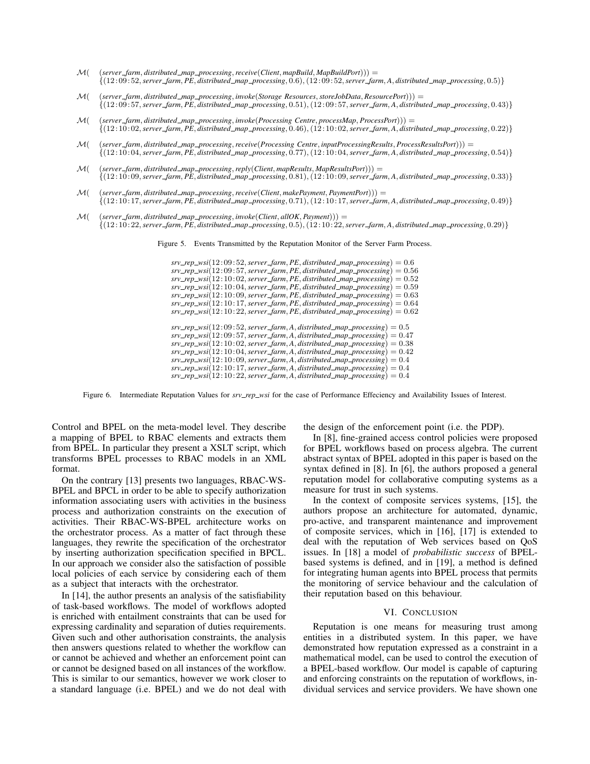$$\mathcal{M}(\quad (\textit{server\_farm}, \textit{distributed\_map\_processing}, \textit{receive}(\textit{Client}, \textit{mapBuild}, \textit{MapBuildPort}))) =$$
$$\{(12\!:\!09\!:\!52, \textit{server\_farm}, \textit{PE}, \textit{distributed\_map\_processing}, 0.6), (12\!:\!09\!:\!52, \textit{server\_farm}, \textit{A}, \textit{distributed\_map\_processing}, 0.5)\}$$

$$\mathcal{M}(\quad (\textit{server\_farm}, \textit{distributed\_map\_processing}, \textit{invoke}(\textit{Storage Resources}, \textit{storeJobData}, \textit{ResourcePort}))) =$$
$$\{(12\!:\!09\!:\!57, \textit{server\_farm}, \textit{PE}, \textit{distributed\_map\_processing}, 0.51), (12\!:\!09\!:\!57, \textit{server\_farm}, \textit{A}, \textit{distributed\_map\_processing}, 0.43)\}$$

$$\mathcal{M}(\quad (\textit{server\_farm}, \textit{distributed\_map\_processing}, \textit{invoke}(\textit{Processing Centre}, \textit{processMap}, \textit{ProcessPort}))) =$$
$$\{(12\!:\!10\!:\!02, \textit{server\_farm}, \textit{PE}, \textit{distributed\_map\_processing}, 0.46), (12\!:\!10\!:\!02, \textit{server\_farm}, \textit{A}, \textit{distributed\_map\_processing}, 0.22)\}$$

$$\mathcal{M}(\quad (\textit{server\_farm}, \textit{distributed\_map\_processing}, \textit{receive}(\textit{Processing Centre}, \textit{inputProcessingResults}, \textit{ProcessResultsPort}))) =$$
$$\{(12\!:\!10\!:\!04, \textit{server\_farm}, \textit{PE}, \textit{distributed\_map\_processing}, 0.77), (12\!:\!10\!:\!04, \textit{server\_farm}, \textit{A}, \textit{distributed\_map\_processing}, 0.54)\}$$

$$\mathcal{M}(\quad (\textit{server\_farm}, \textit{distributed\_map\_processing}, \textit{reply}(\textit{Client}, \textit{mapResults}, \textit{MapResultsPort}))) =$$
$$\{(12\!:\!10\!:\!09, \textit{server\_farm}, \textit{PE}, \textit{distributed\_map\_processing}, 0.81), (12\!:\!10\!:\!09, \textit{server\_farm}, \textit{A}, \textit{distributed\_map\_processing}, 0.33)\}$$

$$\mathcal{M}(\quad (\textit{server\_farm}, \textit{distributed\_map\_processing}, \textit{receive}(\textit{Client}, \textit{makePayment}, \textit{PaymentPort}))) =$$
$$\{(12\!:\!10\!:\!17, \textit{server\_farm}, \textit{PE}, \textit{distributed\_map\_processing}, 0.71), (12\!:\!10\!:\!17, \textit{server\_farm}, \textit{A}, \textit{distributed\_map\_processing}, 0.49)\}$$

$$\mathcal{M}(\quad (\textit{server\_farm}, \textit{distributed\_map\_processing}, \textit{invoke}(\textit{Client}, \textit{allOK}, \textit{Payment}))) =$$
$$\{(12\!:\!10\!:\!22, \textit{server\_farm}, \textit{PE}, \textit{distributed\_map\_processing}, 0.5), (12\!:\!10\!:\!22, \textit{server\_farm}, \textit{A}, \textit{distributed\_map\_processing}, 0.29)\}$$

Figure 5. Events Transmitted by the Reputation Monitor of the Server Farm Process.

$$
\begin{aligned}
&\textit{srv\_rep\_wsi}(12\!:\!09\!:\!52, \textit{server\_farm}, \textit{PE}, \textit{distributed\_map\_processing}) = 0.6\\
&\textit{srv\_rep\_wsi}(12\!:\!09\!:\!57, \textit{server\_farm}, \textit{PE}, \textit{distributed\_map\_processing}) = 0.56\\
&\textit{srv\_rep\_wsi}(12\!:\!10\!:\!02, \textit{server\_farm}, \textit{PE}, \textit{distributed\_map\_processing}) = 0.52\\
&\textit{srv\_rep\_wsi}(12\!:\!10\!:\!04, \textit{server\_farm}, \textit{PE}, \textit{distributed\_map\_processing}) = 0.59\\
&\textit{srv\_rep\_wsi}(12\!:\!10\!:\!09, \textit{server\_farm}, \textit{PE}, \textit{distributed\_map\_processing}) = 0.63\\
&\textit{srv\_rep\_wsi}(12\!:\!10\!:\!17, \textit{server\_farm}, \textit{PE}, \textit{distributed\_map\_processing}) = 0.64\\
&\textit{srv\_rep\_wsi}(12\!:\!10\!:\!22, \textit{server\_farm}, \textit{PE}, \textit{distributed\_map\_processing}) = 0.62
\end{aligned}
$$

$$
\begin{aligned}
&\textit{srv\_rep\_wsi}(12\!:\!09\!:\!52, \textit{server\_farm}, \textit{A}, \textit{distributed\_map\_processing}) = 0.5\\
&\textit{srv\_rep\_wsi}(12\!:\!09\!:\!57, \textit{server\_farm}, \textit{A}, \textit{distributed\_map\_processing}) = 0.47\\
&\textit{srv\_rep\_wsi}(12\!:\!10\!:\!02, \textit{server\_farm}, \textit{A}, \textit{distributed\_map\_processing}) = 0.38\\
&\textit{srv\_rep\_wsi}(12\!:\!10\!:\!04, \textit{server\_farm}, \textit{A}, \textit{distributed\_map\_processing}) = 0.42\\
&\textit{srv\_rep\_wsi}(12\!:\!10\!:\!09, \textit{server\_farm}, \textit{A}, \textit{distributed\_map\_processing}) = 0.4\\
&\textit{srv\_rep\_wsi}(12\!:\!10\!:\!17, \textit{server\_farm}, \textit{A}, \textit{distributed\_map\_processing}) = 0.4\\
&\textit{srv\_rep\_wsi}(12\!:\!10\!:\!22, \textit{server\_farm}, \textit{A}, \textit{distributed\_map\_processing}) = 0.4
\end{aligned}
$$

Figure 6. Intermediate Reputation Values for *srv_rep_wsi* for the case of Performance Effeciency and Availability Issues of Interest.

Control and BPEL on the meta-model level. They describe a mapping of BPEL to RBAC elements and extracts them from BPEL. In particular they present a XSLT script, which transforms BPEL processes to RBAC models in an XML format.

On the contrary [13] presents two languages, RBAC-WS-BPEL and BPCL in order to be able to specify authorization information associating users with activities in the business process and authorization constraints on the execution of activities. Their RBAC-WS-BPEL architecture works on the orchestrator process. As a matter of fact through these languages, they rewrite the specification of the orchestrator by inserting authorization specification specified in BPCL. In our approach we consider also the satisfaction of possible local policies of each service by considering each of them as a subject that interacts with the orchestrator.

In [14], the author presents an analysis of the satisfiability of task-based workflows. The model of workflows adopted is enriched with entailment constraints that can be used for expressing cardinality and separation of duties requirements. Given such and other authorisation constraints, the analysis then answers questions related to whether the workflow can or cannot be achieved and whether an enforcement point can or cannot be designed based on all instances of the workflow. This is similar to our semantics, however we work closer to a standard language (i.e. BPEL) and we do not deal with the design of the enforcement point (i.e. the PDP).

In [8], fine-grained access control policies were proposed for BPEL workflows based on process algebra. The current abstract syntax of BPEL adopted in this paper is based on the syntax defined in [8]. In [6], the authors proposed a general reputation model for collaborative computing systems as a measure for trust in such systems.

In the context of composite services systems, [15], the authors propose an architecture for automated, dynamic, pro-active, and transparent maintenance and improvement of composite services, which in [16], [17] is extended to deal with the reputation of Web services based on QoS issues. In [18] a model of *probabilistic success* of BPEL-based systems is defined, and in [19], a method is defined for integrating human agents into BPEL process that permits the monitoring of service behaviour and the calculation of their reputation based on this behaviour.

## VI. Conclusion

Reputation is one means for measuring trust among entities in a distributed system. In this paper, we have demonstrated how reputation expressed as a constraint in a mathematical model, can be used to control the execution of a BPEL-based workflow. Our model is capable of capturing and enforcing constraints on the reputation of workflows, individual services and service providers. We have shown one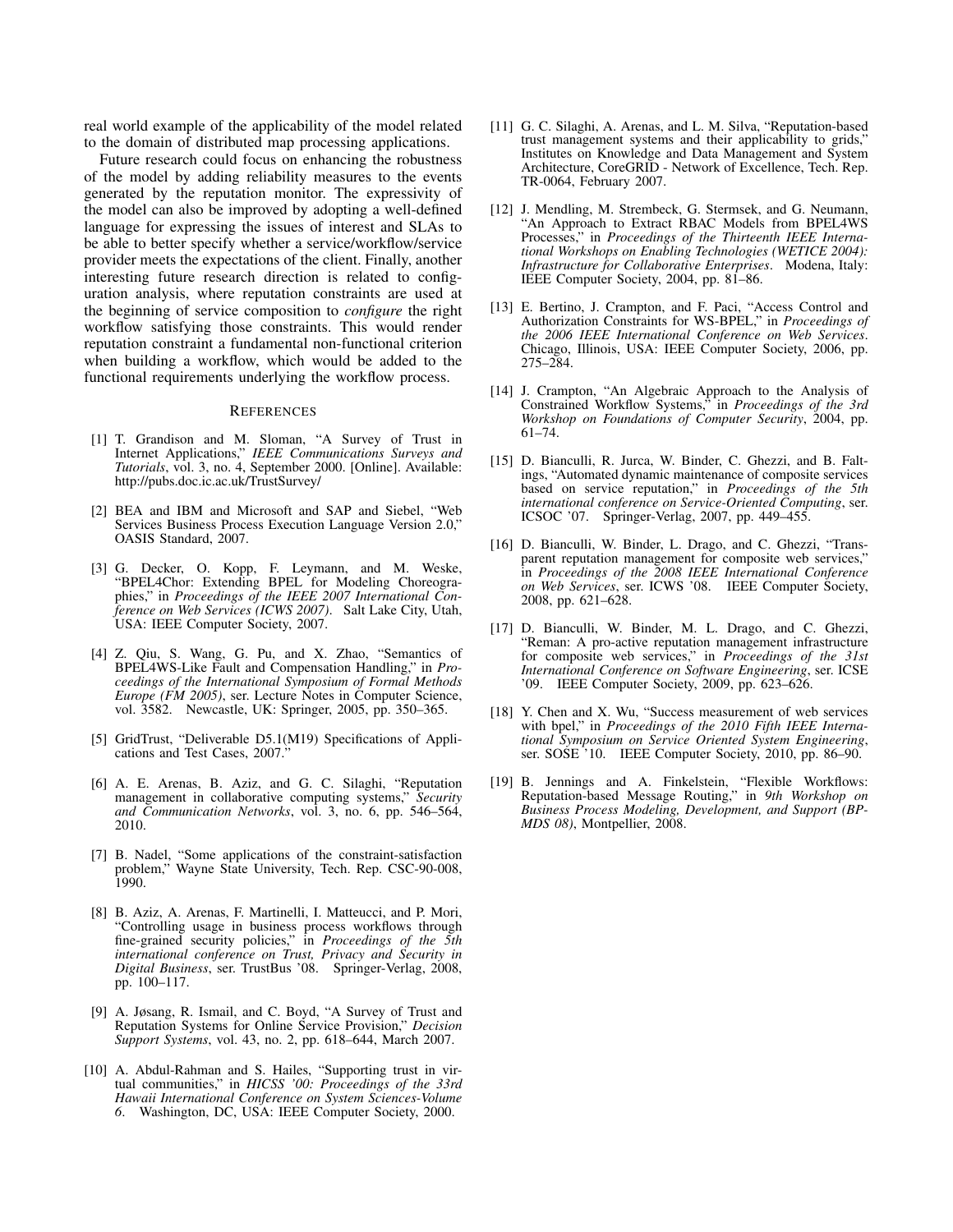real world example of the applicability of the model related to the domain of distributed map processing applications.

Future research could focus on enhancing the robustness of the model by adding reliability measures to the events generated by the reputation monitor. The expressivity of the model can also be improved by adopting a well-defined language for expressing the issues of interest and SLAs to be able to better specify whether a service/workflow/service provider meets the expectations of the client. Finally, another interesting future research direction is related to configuration analysis, where reputation constraints are used at the beginning of service composition to *configure* the right workflow satisfying those constraints. This would render reputation constraint a fundamental non-functional criterion when building a workflow, which would be added to the functional requirements underlying the workflow process.

## References

[1] T. Grandison and M. Sloman, "A Survey of Trust in Internet Applications," *IEEE Communications Surveys and Tutorials*, vol. 3, no. 4, September 2000. [Online]. Available: http://pubs.doc.ic.ac.uk/TrustSurvey/

[2] BEA and IBM and Microsoft and SAP and Siebel, "Web Services Business Process Execution Language Version 2.0," OASIS Standard, 2007.

[3] G. Decker, O. Kopp, F. Leymann, and M. Weske, "BPEL4Chor: Extending BPEL for Modeling Choreographies," in *Proceedings of the IEEE 2007 International Conference on Web Services (ICWS 2007)*. Salt Lake City, Utah, USA: IEEE Computer Society, 2007.

[4] Z. Qiu, S. Wang, G. Pu, and X. Zhao, "Semantics of BPEL4WS-Like Fault and Compensation Handling," in *Proceedings of the International Symposium of Formal Methods Europe (FM 2005)*, ser. Lecture Notes in Computer Science, vol. 3582. Newcastle, UK: Springer, 2005, pp. 350–365.

[5] GridTrust, "Deliverable D5.1(M19) Specifications of Applications and Test Cases, 2007."

[6] A. E. Arenas, B. Aziz, and G. C. Silaghi, "Reputation management in collaborative computing systems," *Security and Communication Networks*, vol. 3, no. 6, pp. 546–564, 2010.

[7] B. Nadel, "Some applications of the constraint-satisfaction problem," Wayne State University, Tech. Rep. CSC-90-008, 1990.

[8] B. Aziz, A. Arenas, F. Martinelli, I. Matteucci, and P. Mori, "Controlling usage in business process workflows through fine-grained security policies," in *Proceedings of the 5th international conference on Trust, Privacy and Security in Digital Business*, ser. TrustBus '08. Springer-Verlag, 2008, pp. 100–117.

[9] A. Jøsang, R. Ismail, and C. Boyd, "A Survey of Trust and Reputation Systems for Online Service Provision," *Decision Support Systems*, vol. 43, no. 2, pp. 618–644, March 2007.

[10] A. Abdul-Rahman and S. Hailes, "Supporting trust in virtual communities," in *HICSS '00: Proceedings of the 33rd Hawaii International Conference on System Sciences-Volume 6*. Washington, DC, USA: IEEE Computer Society, 2000.

[11] G. C. Silaghi, A. Arenas, and L. M. Silva, "Reputation-based trust management systems and their applicability to grids," Institutes on Knowledge and Data Management and System Architecture, CoreGRID - Network of Excellence, Tech. Rep. TR-0064, February 2007.

[12] J. Mendling, M. Strembeck, G. Stermsek, and G. Neumann, "An Approach to Extract RBAC Models from BPEL4WS Processes," in *Proceedings of the Thirteenth IEEE International Workshops on Enabling Technologies (WETICE 2004): Infrastructure for Collaborative Enterprises*. Modena, Italy: IEEE Computer Society, 2004, pp. 81–86.

[13] E. Bertino, J. Crampton, and F. Paci, "Access Control and Authorization Constraints for WS-BPEL," in *Proceedings of the 2006 IEEE International Conference on Web Services*. Chicago, Illinois, USA: IEEE Computer Society, 2006, pp. 275–284.

[14] J. Crampton, "An Algebraic Approach to the Analysis of Constrained Workflow Systems," in *Proceedings of the 3rd Workshop on Foundations of Computer Security*, 2004, pp. 61–74.

[15] D. Bianculli, R. Jurca, W. Binder, C. Ghezzi, and B. Faltings, "Automated dynamic maintenance of composite services based on service reputation," in *Proceedings of the 5th international conference on Service-Oriented Computing*, ser. ICSOC '07. Springer-Verlag, 2007, pp. 449–455.

[16] D. Bianculli, W. Binder, L. Drago, and C. Ghezzi, "Transparent reputation management for composite web services," in *Proceedings of the 2008 IEEE International Conference on Web Services*, ser. ICWS '08. IEEE Computer Society, 2008, pp. 621–628.

[17] D. Bianculli, W. Binder, M. L. Drago, and C. Ghezzi, "Reman: A pro-active reputation management infrastructure for composite web services," in *Proceedings of the 31st International Conference on Software Engineering*, ser. ICSE '09. IEEE Computer Society, 2009, pp. 623–626.

[18] Y. Chen and X. Wu, "Success measurement of web services with bpel," in *Proceedings of the 2010 Fifth IEEE International Symposium on Service Oriented System Engineering*, ser. SOSE '10. IEEE Computer Society, 2010, pp. 86–90.

[19] B. Jennings and A. Finkelstein, "Flexible Workflows: Reputation-based Message Routing," in *9th Workshop on Business Process Modeling, Development, and Support (BPMDS 08)*, Montpellier, 2008.